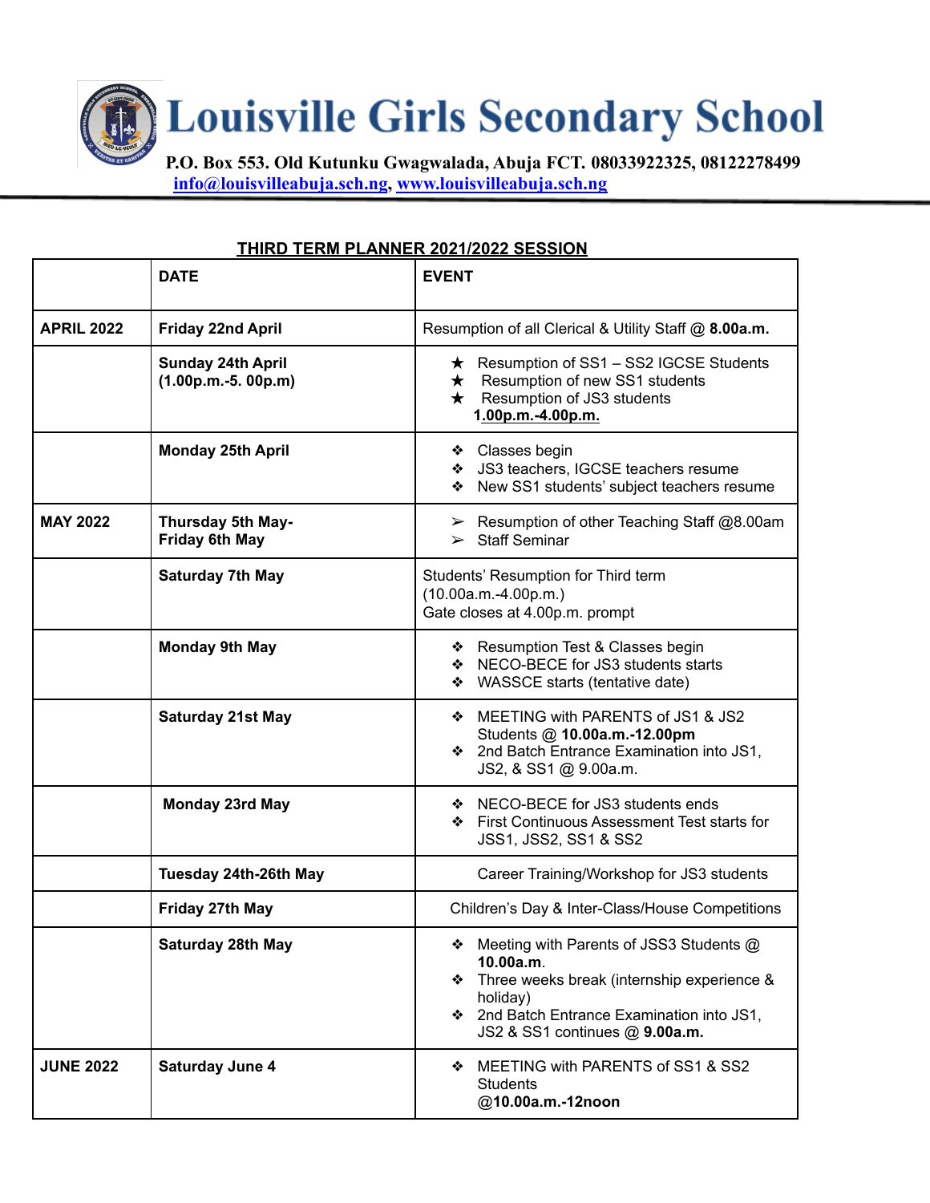# Louisville Girls Secondary School

**P.O. Box 553. Old Kutunku Gwagwalada, Abuja FCT. 08033922325, 08122278499**
info@louisvilleabuja.sch.ng, www.louisvilleabuja.sch.ng

## THIRD TERM PLANNER 2021/2022 SESSION

| | DATE | EVENT |
|---|---|---|
| **APRIL 2022** | **Friday 22nd April** | Resumption of all Clerical & Utility Staff @ **8.00a.m.** |
| | **Sunday 24th April (1.00p.m.-5. 00p.m)** | ★ Resumption of SS1 – SS2 IGCSE Students<br>★ Resumption of new SS1 students<br>★ Resumption of JS3 students<br>**1.00p.m.-4.00p.m.** |
| | **Monday 25th April** | ❖ Classes begin<br>❖ JS3 teachers, IGCSE teachers resume<br>❖ New SS1 students' subject teachers resume |
| **MAY 2022** | **Thursday 5th May- Friday 6th May** | ➢ Resumption of other Teaching Staff @8.00am<br>➢ Staff Seminar |
| | **Saturday 7th May** | Students' Resumption for Third term (10.00a.m.-4.00p.m.)<br>Gate closes at 4.00p.m. prompt |
| | **Monday 9th May** | ❖ Resumption Test & Classes begin<br>❖ NECO-BECE for JS3 students starts<br>❖ WASSCE starts (tentative date) |
| | **Saturday 21st May** | ❖ MEETING with PARENTS of JS1 & JS2 Students @ **10.00a.m.-12.00pm**<br>❖ 2nd Batch Entrance Examination into JS1, JS2, & SS1 @ 9.00a.m. |
| | **Monday 23rd May** | ❖ NECO-BECE for JS3 students ends<br>❖ First Continuous Assessment Test starts for JSS1, JSS2, SS1 & SS2 |
| | **Tuesday 24th-26th May** | Career Training/Workshop for JS3 students |
| | **Friday 27th May** | Children's Day & Inter-Class/House Competitions |
| | **Saturday 28th May** | ❖ Meeting with Parents of JSS3 Students @ **10.00a.m**.<br>❖ Three weeks break (internship experience & holiday)<br>❖ 2nd Batch Entrance Examination into JS1, JS2 & SS1 continues @ **9.00a.m.** |
| **JUNE 2022** | **Saturday June 4** | ❖ MEETING with PARENTS of SS1 & SS2 Students **@10.00a.m.-12noon** |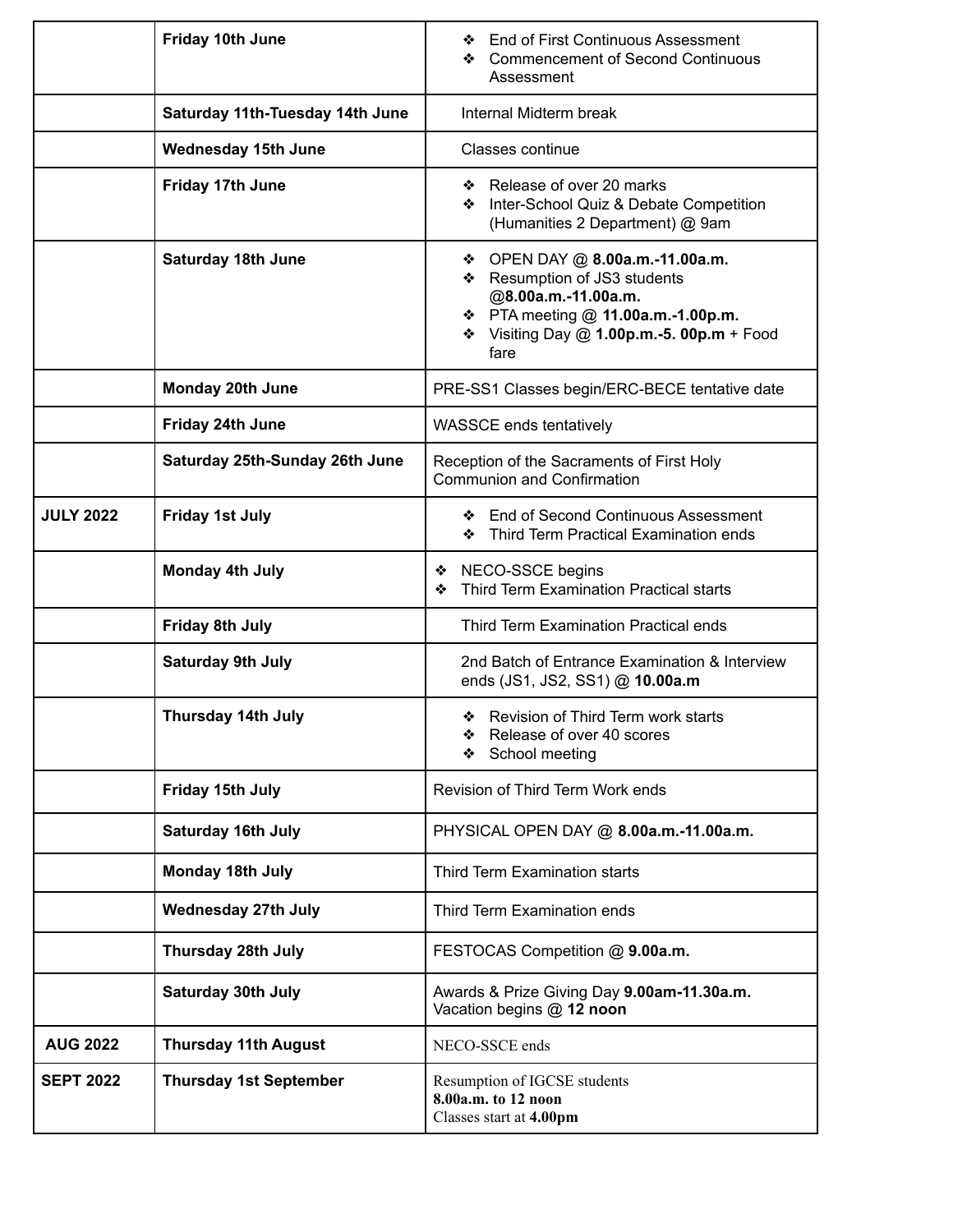| | | |
|---|---|---|
| | **Friday 10th June** | ❖ End of First Continuous Assessment<br>❖ Commencement of Second Continuous Assessment |
| | **Saturday 11th-Tuesday 14th June** | Internal Midterm break |
| | **Wednesday 15th June** | Classes continue |
| | **Friday 17th June** | ❖ Release of over 20 marks<br>❖ Inter-School Quiz & Debate Competition (Humanities 2 Department) @ 9am |
| | **Saturday 18th June** | ❖ OPEN DAY @ **8.00a.m.-11.00a.m.**<br>❖ Resumption of JS3 students @**8.00a.m.-11.00a.m.**<br>❖ PTA meeting @ **11.00a.m.-1.00p.m.**<br>❖ Visiting Day @ **1.00p.m.-5. 00p.m** + Food fare |
| | **Monday 20th June** | PRE-SS1 Classes begin/ERC-BECE tentative date |
| | **Friday 24th June** | WASSCE ends tentatively |
| | **Saturday 25th-Sunday 26th June** | Reception of the Sacraments of First Holy Communion and Confirmation |
| **JULY 2022** | **Friday 1st July** | ❖ End of Second Continuous Assessment<br>❖ Third Term Practical Examination ends |
| | **Monday 4th July** | ❖ NECO-SSCE begins<br>❖ Third Term Examination Practical starts |
| | **Friday 8th July** | Third Term Examination Practical ends |
| | **Saturday 9th July** | 2nd Batch of Entrance Examination & Interview ends (JS1, JS2, SS1) @ **10.00a.m** |
| | **Thursday 14th July** | ❖ Revision of Third Term work starts<br>❖ Release of over 40 scores<br>❖ School meeting |
| | **Friday 15th July** | Revision of Third Term Work ends |
| | **Saturday 16th July** | PHYSICAL OPEN DAY @ **8.00a.m.-11.00a.m.** |
| | **Monday 18th July** | Third Term Examination starts |
| | **Wednesday 27th July** | Third Term Examination ends |
| | **Thursday 28th July** | FESTOCAS Competition @ **9.00a.m.** |
| | **Saturday 30th July** | Awards & Prize Giving Day **9.00am-11.30a.m.**<br>Vacation begins @ **12 noon** |
| **AUG 2022** | **Thursday 11th August** | NECO-SSCE ends |
| **SEPT 2022** | **Thursday 1st September** | Resumption of IGCSE students<br>**8.00a.m. to 12 noon**<br>Classes start at **4.00pm** |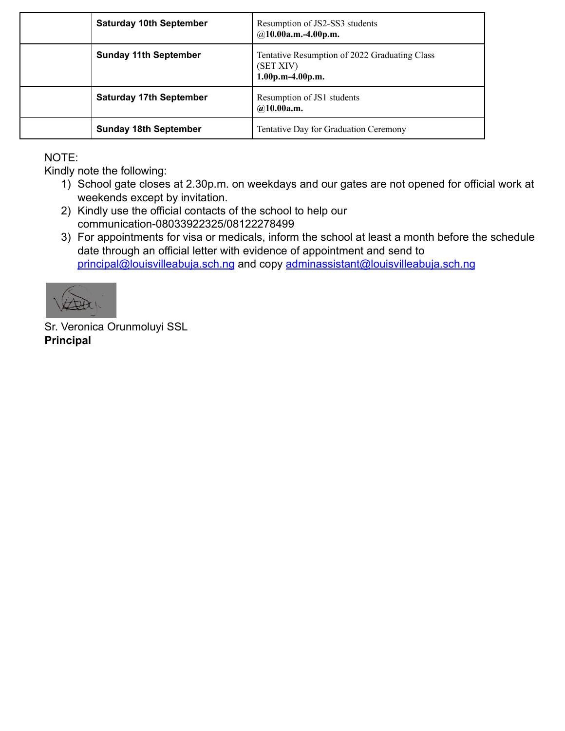| | | |
|---|---|---|
| | **Saturday 10th September** | Resumption of JS2-SS3 students **@10.00a.m.-4.00p.m.** |
| | **Sunday 11th September** | Tentative Resumption of 2022 Graduating Class (SET XIV) **1.00p.m-4.00p.m.** |
| | **Saturday 17th September** | Resumption of JS1 students **@10.00a.m.** |
| | **Sunday 18th September** | Tentative Day for Graduation Ceremony |

NOTE:
Kindly note the following:

1) School gate closes at 2.30p.m. on weekdays and our gates are not opened for official work at weekends except by invitation.
2) Kindly use the official contacts of the school to help our communication-08033922325/08122278499
3) For appointments for visa or medicals, inform the school at least a month before the schedule date through an official letter with evidence of appointment and send to principal@louisvilleabuja.sch.ng and copy adminassistant@louisvilleabuja.sch.ng

Sr. Veronica Orunmoluyi SSL
**Principal**